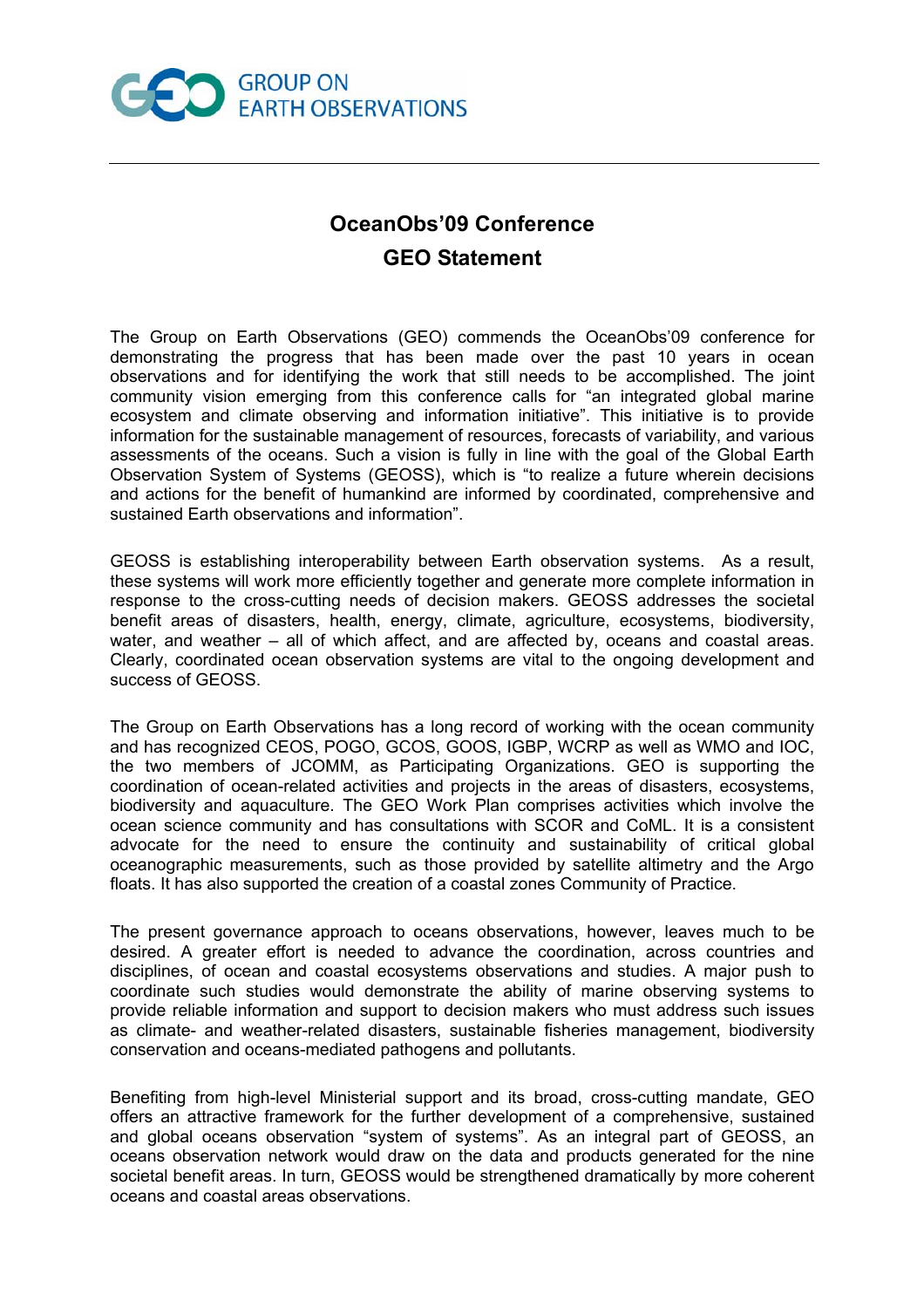GROUP ON EARTH OBSERVATIONS

# OceanObs'09 Conference

## GEO Statement

The Group on Earth Observations (GEO) commends the OceanObs'09 conference for demonstrating the progress that has been made over the past 10 years in ocean observations and for identifying the work that still needs to be accomplished. The joint community vision emerging from this conference calls for "an integrated global marine ecosystem and climate observing and information initiative". This initiative is to provide information for the sustainable management of resources, forecasts of variability, and various assessments of the oceans. Such a vision is fully in line with the goal of the Global Earth Observation System of Systems (GEOSS), which is "to realize a future wherein decisions and actions for the benefit of humankind are informed by coordinated, comprehensive and sustained Earth observations and information".

GEOSS is establishing interoperability between Earth observation systems. As a result, these systems will work more efficiently together and generate more complete information in response to the cross-cutting needs of decision makers. GEOSS addresses the societal benefit areas of disasters, health, energy, climate, agriculture, ecosystems, biodiversity, water, and weather – all of which affect, and are affected by, oceans and coastal areas. Clearly, coordinated ocean observation systems are vital to the ongoing development and success of GEOSS.

The Group on Earth Observations has a long record of working with the ocean community and has recognized CEOS, POGO, GCOS, GOOS, IGBP, WCRP as well as WMO and IOC, the two members of JCOMM, as Participating Organizations. GEO is supporting the coordination of ocean-related activities and projects in the areas of disasters, ecosystems, biodiversity and aquaculture. The GEO Work Plan comprises activities which involve the ocean science community and has consultations with SCOR and CoML. It is a consistent advocate for the need to ensure the continuity and sustainability of critical global oceanographic measurements, such as those provided by satellite altimetry and the Argo floats. It has also supported the creation of a coastal zones Community of Practice.

The present governance approach to oceans observations, however, leaves much to be desired. A greater effort is needed to advance the coordination, across countries and disciplines, of ocean and coastal ecosystems observations and studies. A major push to coordinate such studies would demonstrate the ability of marine observing systems to provide reliable information and support to decision makers who must address such issues as climate- and weather-related disasters, sustainable fisheries management, biodiversity conservation and oceans-mediated pathogens and pollutants.

Benefiting from high-level Ministerial support and its broad, cross-cutting mandate, GEO offers an attractive framework for the further development of a comprehensive, sustained and global oceans observation "system of systems". As an integral part of GEOSS, an oceans observation network would draw on the data and products generated for the nine societal benefit areas. In turn, GEOSS would be strengthened dramatically by more coherent oceans and coastal areas observations.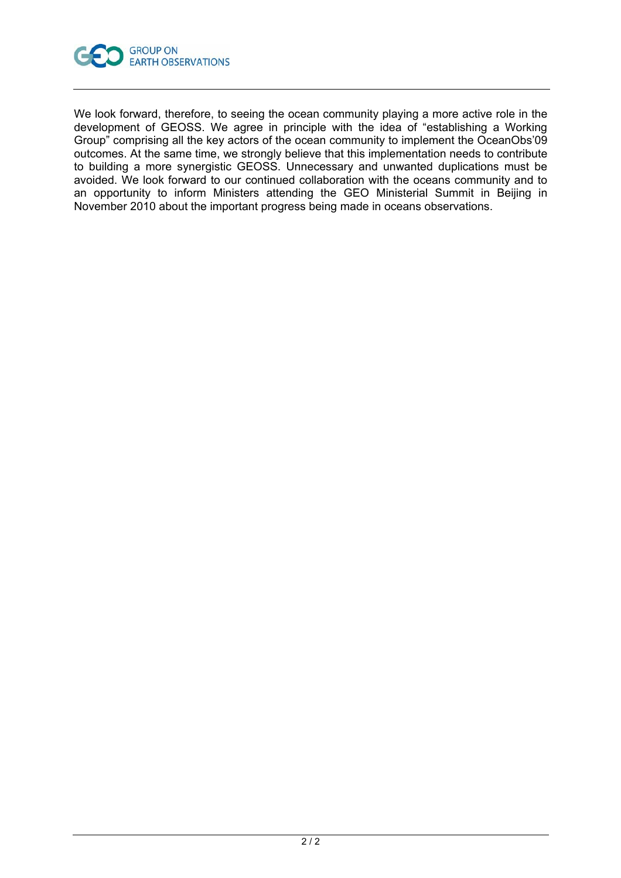We look forward, therefore, to seeing the ocean community playing a more active role in the development of GEOSS. We agree in principle with the idea of "establishing a Working Group" comprising all the key actors of the ocean community to implement the OceanObs'09 outcomes. At the same time, we strongly believe that this implementation needs to contribute to building a more synergistic GEOSS. Unnecessary and unwanted duplications must be avoided. We look forward to our continued collaboration with the oceans community and to an opportunity to inform Ministers attending the GEO Ministerial Summit in Beijing in November 2010 about the important progress being made in oceans observations.